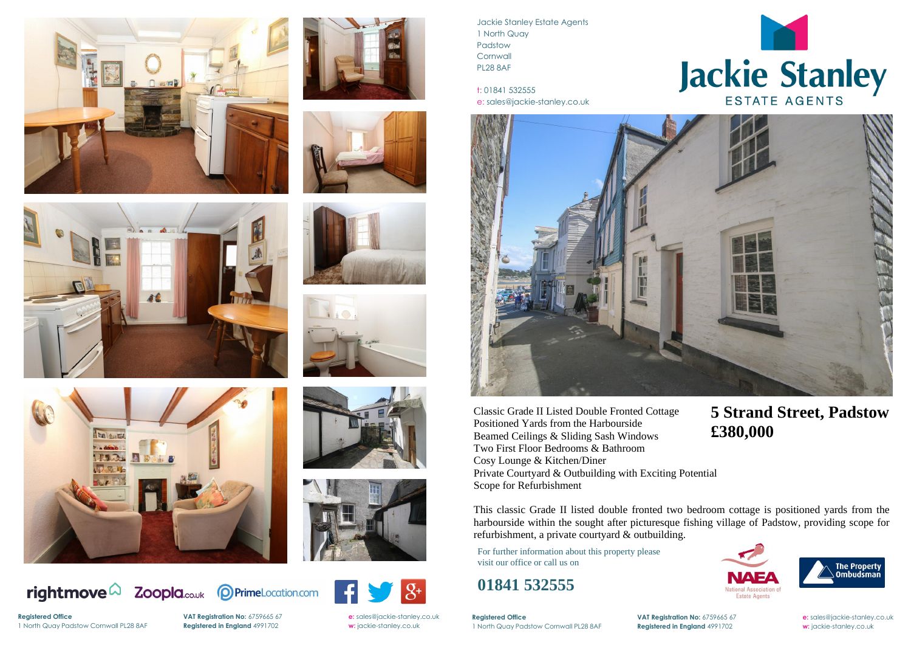Jackie Stanley Estate Agents
1 North Quay
Padstow
Cornwall
PL28 8AF

t: 01841 532555
e: sales@jackie-stanley.co.uk

# Jackie Stanley ESTATE AGENTS

## 5 Strand Street, Padstow
## £380,000

Classic Grade II Listed Double Fronted Cottage
Positioned Yards from the Harbourside
Beamed Ceilings & Sliding Sash Windows
Two First Floor Bedrooms & Bathroom
Cosy Lounge & Kitchen/Diner
Private Courtyard & Outbuilding with Exciting Potential
Scope for Refurbishment

This classic Grade II listed double fronted two bedroom cottage is positioned yards from the harbourside within the sought after picturesque fishing village of Padstow, providing scope for refurbishment, a private courtyard & outbuilding.

For further information about this property please visit our office or call us on

**01841 532555**

NAEA National Association of Estate Agents

The Property Ombudsman

rightmove Zoopla.co.uk PrimeLocation.com

**Registered Office**
1 North Quay Padstow Cornwall PL28 8AF

**VAT Registration No:** 6759665 67
**Registered in England** 4991702

**e:** sales@jackie-stanley.co.uk
**w:** jackie-stanley.co.uk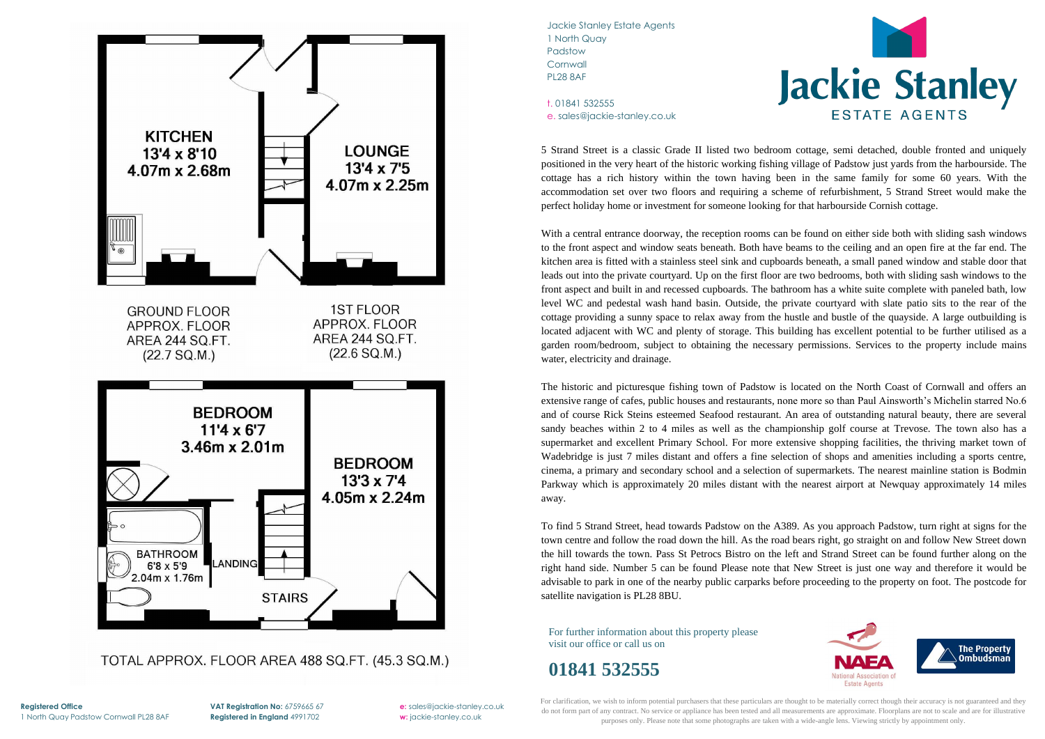KITCHEN
13'4 x 8'10
4.07m x 2.68m

LOUNGE
13'4 x 7'5
4.07m x 2.25m

GROUND FLOOR
APPROX. FLOOR
AREA 244 SQ.FT.
(22.7 SQ.M.)

1ST FLOOR
APPROX. FLOOR
AREA 244 SQ.FT.
(22.6 SQ.M.)

BEDROOM
11'4 x 6'7
3.46m x 2.01m

BEDROOM
13'3 x 7'4
4.05m x 2.24m

BATHROOM
6'8 x 5'9
2.04m x 1.76m

LANDING

STAIRS

TOTAL APPROX. FLOOR AREA 488 SQ.FT. (45.3 SQ.M.)

Jackie Stanley Estate Agents
1 North Quay
Padstow
Cornwall
PL28 8AF

t. 01841 532555
e. sales@jackie-stanley.co.uk

Jackie Stanley
ESTATE AGENTS

5 Strand Street is a classic Grade II listed two bedroom cottage, semi detached, double fronted and uniquely positioned in the very heart of the historic working fishing village of Padstow just yards from the harbourside. The cottage has a rich history within the town having been in the same family for some 60 years. With the accommodation set over two floors and requiring a scheme of refurbishment, 5 Strand Street would make the perfect holiday home or investment for someone looking for that harbourside Cornish cottage.

With a central entrance doorway, the reception rooms can be found on either side both with sliding sash windows to the front aspect and window seats beneath. Both have beams to the ceiling and an open fire at the far end. The kitchen area is fitted with a stainless steel sink and cupboards beneath, a small paned window and stable door that leads out into the private courtyard. Up on the first floor are two bedrooms, both with sliding sash windows to the front aspect and built in and recessed cupboards. The bathroom has a white suite complete with paneled bath, low level WC and pedestal wash hand basin. Outside, the private courtyard with slate patio sits to the rear of the cottage providing a sunny space to relax away from the hustle and bustle of the quayside. A large outbuilding is located adjacent with WC and plenty of storage. This building has excellent potential to be further utilised as a garden room/bedroom, subject to obtaining the necessary permissions. Services to the property include mains water, electricity and drainage.

The historic and picturesque fishing town of Padstow is located on the North Coast of Cornwall and offers an extensive range of cafes, public houses and restaurants, none more so than Paul Ainsworth's Michelin starred No.6 and of course Rick Steins esteemed Seafood restaurant. An area of outstanding natural beauty, there are several sandy beaches within 2 to 4 miles as well as the championship golf course at Trevose. The town also has a supermarket and excellent Primary School. For more extensive shopping facilities, the thriving market town of Wadebridge is just 7 miles distant and offers a fine selection of shops and amenities including a sports centre, cinema, a primary and secondary school and a selection of supermarkets. The nearest mainline station is Bodmin Parkway which is approximately 20 miles distant with the nearest airport at Newquay approximately 14 miles away.

To find 5 Strand Street, head towards Padstow on the A389. As you approach Padstow, turn right at signs for the town centre and follow the road down the hill. As the road bears right, go straight on and follow New Street down the hill towards the town. Pass St Petrocs Bistro on the left and Strand Street can be found further along on the right hand side. Number 5 can be found Please note that New Street is just one way and therefore it would be advisable to park in one of the nearby public carparks before proceeding to the property on foot. The postcode for satellite navigation is PL28 8BU.

For further information about this property please visit our office or call us on

**01841 532555**

NAEA National Association of Estate Agents

The Property Ombudsman

**Registered Office**
1 North Quay Padstow Cornwall PL28 8AF

**VAT Registration No:** 6759665 67
**Registered in England** 4991702

**e:** sales@jackie-stanley.co.uk
**w:** jackie-stanley.co.uk

For clarification, we wish to inform potential purchasers that these particulars are thought to be materially correct though their accuracy is not guaranteed and they do not form part of any contract. No service or appliance has been tested and all measurements are approximate. Floorplans are not to scale and are for illustrative purposes only. Please note that some photographs are taken with a wide-angle lens. Viewing strictly by appointment only.